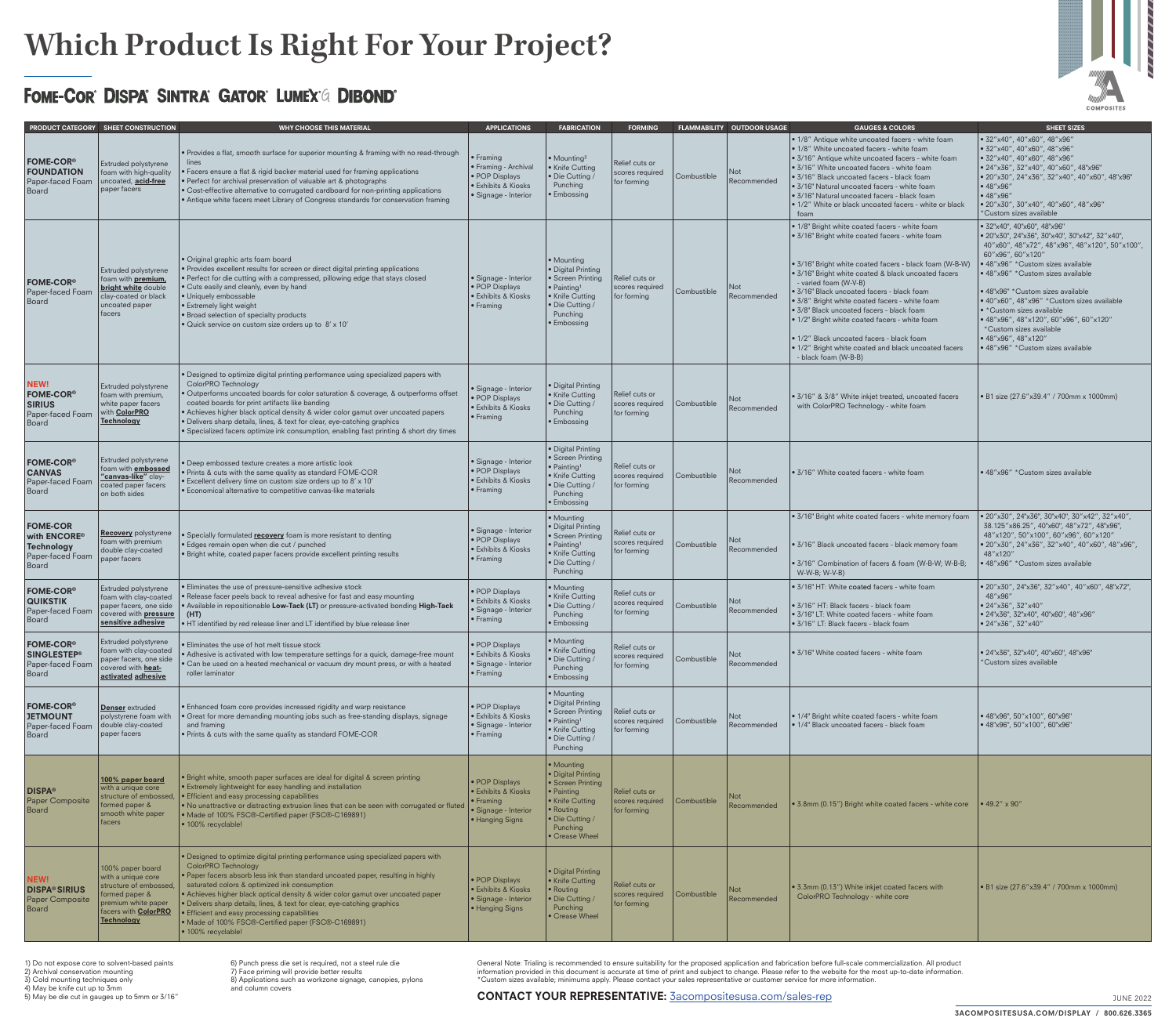# Which Product Is Right For Your Project?

FOME-COR® DISPA® SINTRA® GATOR® LUMEX®G DIBOND®

| PRODUCT CATEGORY | SHEET CONSTRUCTION | WHY CHOOSE THIS MATERIAL | APPLICATIONS | FABRICATION | FORMING | FLAMMABILITY | OUTDOOR USAGE | GAUGES & COLORS | SHEET SIZES |
|---|---|---|---|---|---|---|---|---|---|
| **FOME-COR® FOUNDATION** Paper-faced Foam Board | Extruded polystyrene foam with high-quality uncoated, **acid-free** paper facers | • Provides a flat, smooth surface for superior mounting & framing with no read-through lines<br>• Facers ensure a flat & rigid backer material used for framing applications<br>• Perfect for archival preservation of valuable art & photographs<br>• Cost-effective alternative to corrugated cardboard for non-printing applications<br>• Antique white facers meet Library of Congress standards for conservation framing | • Framing<br>• Framing - Archival<br>• POP Displays<br>• Exhibits & Kiosks<br>• Signage - Interior | • Mounting[2]<br>• Knife Cutting<br>• Die Cutting / Punching<br>• Embossing | Relief cuts or scores required for forming | Combustible | Not Recommended | • 1/8" Antique white uncoated facers - white foam<br>• 1/8" White uncoated facers - white foam<br>• 3/16" Antique white uncoated facers - white foam<br>• 3/16" White uncoated facers - white foam<br>• 3/16" Black uncoated facers - black foam<br>• 3/16" Natural uncoated facers - white foam<br>• 3/16" Natural uncoated facers - black foam<br>• 1/2" White or black uncoated facers - white or black foam | • 32"x40", 40"x60", 48"x96"<br>• 32"x40", 40"x60", 48"x96"<br>• 32"x40", 40"x60", 48"x96"<br>• 24"x36", 32"x40", 40"x60", 48"x96"<br>• 20"x30", 24"x36", 32"x40", 40"x60", 48"x96"<br>• 48"x96"<br>• 48"x96"<br>• 20"x30", 30"x40", 40"x60", 48"x96"<br>*Custom sizes available |
| **FOME-COR®** Paper-faced Foam Board | Extruded polystyrene foam with **premium, bright white** double clay-coated or black uncoated paper facers | • Original graphic arts foam board<br>• Provides excellent results for screen or direct digital printing applications<br>• Perfect for die cutting with a compressed, pillowing edge that stays closed<br>• Cuts easily and cleanly, even by hand<br>• Uniquely embossable<br>• Extremely light weight<br>• Broad selection of specialty products<br>• Quick service on custom size orders up to 8' x 10' | • Signage - Interior<br>• POP Displays<br>• Exhibits & Kiosks<br>• Framing | • Mounting<br>• Digital Printing<br>• Screen Printing<br>• Painting[1]<br>• Knife Cutting<br>• Die Cutting / Punching<br>• Embossing | Relief cuts or scores required for forming | Combustible | Not Recommended | • 1/8" Bright white coated facers - white foam<br>• 3/16" Bright white coated facers - white foam<br>• 3/16" Bright white coated facers - black foam (W-B-W)<br>• 3/16" Bright white coated & black uncoated facers - varied foam (W-V-B)<br>• 3/16" Black uncoated facers - black foam<br>• 3/8" Bright white coated facers - white foam<br>• 3/8" Black uncoated facers - black foam<br>• 1/2" Bright white coated facers - white foam<br>• 1/2" Black uncoated facers - black foam<br>• 1/2" Bright white coated and black uncoated facers - black foam (W-B-B) | • 32"x40", 40"x60", 48"x96"<br>• 20"x30", 24"x36", 30"x40', 30"x42", 32"x40", 40"x60", 48"x72", 48"x96", 48"x120", 50"x100", 60"x96", 60"x120"<br>• 48"x96" *Custom sizes available<br>• 48"x96" *Custom sizes available<br>• 48"x96" *Custom sizes available<br>• 40"x60", 48"x96" *Custom sizes available<br>• *Custom sizes available<br>• 48"x96", 48"x120", 60"x96", 60"x120" *Custom sizes available<br>• 48"x96", 48"x120"<br>• 48"x96" *Custom sizes available |
| **NEW! FOME-COR® SIRIUS** Paper-faced Foam Board | Extruded polystyrene foam with premium, white paper facers with **ColorPRO Technology** | • Designed to optimize digital printing performance using specialized papers with ColorPRO Technology<br>• Outperforms uncoated boards for color saturation & coverage, & outperforms offset coated boards for print artifacts like banding<br>• Achieves higher black optical density & wider color gamut over uncoated papers<br>• Delivers sharp details, lines, & text for clear, eye-catching graphics<br>• Specialized facers optimize ink consumption, enabling fast printing & short dry times | • Signage - Interior<br>• POP Displays<br>• Exhibits & Kiosks<br>• Framing | • Digital Printing<br>• Knife Cutting<br>• Die Cutting / Punching<br>• Embossing | Relief cuts or scores required for forming | Combustible | Not Recommended | • 3/16" & 3/8" White inkjet treated, uncoated facers with ColorPRO Technology - white foam | • B1 size (27.6"x39.4" / 700mm x 1000mm) |
| **FOME-COR® CANVAS** Paper-faced Foam Board | Extruded polystyrene foam with **embossed "canvas-like"** clay-coated paper facers on both sides | • Deep embossed texture creates a more artistic look<br>• Prints & cuts with the same quality as standard FOME-COR<br>• Excellent delivery time on custom size orders up to 8' x 10'<br>• Economical alternative to competitive canvas-like materials | • Signage - Interior<br>• POP Displays<br>• Exhibits & Kiosks<br>• Framing | • Digital Printing<br>• Screen Printing<br>• Painting[1]<br>• Knife Cutting<br>• Die Cutting / Punching<br>• Embossing | Relief cuts or scores required for forming | Combustible | Not Recommended | • 3/16" White coated facers - white foam | • 48"x96" *Custom sizes available |
| **FOME-COR with ENCORE® Technology** Paper-faced Foam Board | **Recovery** polystyrene foam with premium double clay-coated paper facers | • Specially formulated **recovery** foam is more resistant to denting<br>• Edges remain open when die cut / punched<br>• Bright white, coated paper facers provide excellent printing results | • Signage - Interior<br>• POP Displays<br>• Exhibits & Kiosks<br>• Framing | • Mounting<br>• Digital Printing<br>• Screen Printing<br>• Painting[1]<br>• Knife Cutting<br>• Die Cutting / Punching | Relief cuts or scores required for forming | Combustible | Not Recommended | • 3/16" Bright white coated facers - white memory foam<br>• 3/16" Black uncoated facers - black memory foam<br>• 3/16" Combination of facers & foam (W-B-W; W-B-B; W-W-B; W-V-B) | • 20"x30", 24"x36", 30"x40", 30"x42", 32"x40", 38.125"x86.25", 40"x60", 48"x72", 48"x96", 48"x120", 50"x100", 60"x96", 60"x120"<br>• 20"x30", 24"x36", 32"x40", 40"x60", 48"x96", 48"x120"<br>• 48"x96" *Custom sizes available |
| **FOME-COR® QUIKSTIK** Paper-faced Foam Board | Extruded polystyrene foam with clay-coated paper facers, one side covered with **pressure sensitive adhesive** | • Eliminates the use of pressure-sensitive adhesive stock<br>• Release facer peels back to reveal adhesive for fast and easy mounting<br>• Available in repositionable **Low-Tack (LT)** or pressure-activated bonding **High-Tack (HT)**<br>• HT identified by red release liner and LT identified by blue release liner | • POP Displays<br>• Exhibits & Kiosks<br>• Signage - Interior<br>• Framing | • Mounting<br>• Knife Cutting<br>• Die Cutting / Punching<br>• Embossing | Relief cuts or scores required for forming | Combustible | Not Recommended | • 3/16" HT: White coated facers - white foam<br>• 3/16" HT: Black facers - black foam<br>• 3/16" LT: White coated facers - white foam<br>• 3/16" LT: Black facers - black foam | • 20"x30", 24"x36", 32"x40", 40"x60", 48"x72", 48"x96"<br>• 24"x36", 32"x40"<br>• 24"x36", 32"x40", 40"x60", 48"x96"<br>• 24"x36", 32"x40" |
| **FOME-COR® SINGLESTEP®** Paper-faced Foam Board | Extruded polystyrene foam with clay-coated paper facers, one side covered with **heat-activated adhesive** | • Eliminates the use of hot melt tissue stock<br>• Adhesive is activated with low temperature settings for a quick, damage-free mount<br>• Can be used on a heated mechanical or vacuum dry mount press, or with a heated roller laminator | • POP Displays<br>• Exhibits & Kiosks<br>• Signage - Interior<br>• Framing | • Mounting<br>• Knife Cutting<br>• Die Cutting / Punching<br>• Embossing | Relief cuts or scores required for forming | Combustible | Not Recommended | • 3/16" White coated facers - white foam | • 24"x36", 32"x40", 40"x60", 48"x96"<br>*Custom sizes available |
| **FOME-COR® JETMOUNT** Paper-faced Foam Board | **Denser** extruded polystyrene foam with double clay-coated paper facers | • Enhanced foam core provides increased rigidity and warp resistance<br>• Great for more demanding mounting jobs such as free-standing displays, signage and framing<br>• Prints & cuts with the same quality as standard FOME-COR | • POP Displays<br>• Exhibits & Kiosks<br>• Signage - Interior<br>• Framing | • Mounting<br>• Digital Printing<br>• Screen Printing<br>• Painting[1]<br>• Knife Cutting<br>• Die Cutting / Punching | Relief cuts or scores required for forming | Combustible | Not Recommended | • 1/4" Bright white coated facers - white foam<br>• 1/4" Black uncoated facers - black foam | • 48"x96", 50"x100", 60"x96"<br>• 48"x96", 50"x100", 60"x96" |
| **DISPA®** Paper Composite Board | **100% paper board** with a unique core structure of embossed, formed paper & smooth white paper facers | • Bright white, smooth paper surfaces are ideal for digital & screen printing<br>• Extremely lightweight for easy handling and installation<br>• Efficient and easy processing capabilities<br>• No unattractive or distracting extrusion lines that can be seen with corrugated or fluted<br>• Made of 100% FSC®-Certified paper (FSC®-C169891)<br>• 100% recyclable! | • POP Displays<br>• Exhibits & Kiosks<br>• Framing<br>• Signage - Interior<br>• Hanging Signs | • Mounting<br>• Digital Printing<br>• Screen Printing<br>• Painting<br>• Knife Cutting<br>• Routing<br>• Die Cutting / Punching<br>• Crease Wheel | Relief cuts or scores required for forming | Combustible | Not Recommended | • 3.8mm (0.15") Bright white coated facers - white core | • 49.2" x 90" |
| **NEW! DISPA® SIRIUS** Paper Composite Board | 100% paper board with a unique core structure of embossed, formed paper & premium white paper facers with **ColorPRO Technology** | • Designed to optimize digital printing performance using specialized papers with ColorPRO Technology<br>• Paper facers absorb less ink than standard uncoated paper, resulting in highly saturated colors & optimized ink consumption<br>• Achieves higher black optical density & wider color gamut over uncoated paper<br>• Delivers sharp details, lines, & text for clear, eye-catching graphics<br>• Efficient and easy processing capabilities<br>• Made of 100% FSC®-Certified paper (FSC®-C169891)<br>• 100% recyclable! | • POP Displays<br>• Exhibits & Kiosks<br>• Signage - Interior<br>• Hanging Signs | • Digital Printing<br>• Knife Cutting<br>• Routing<br>• Die Cutting / Punching<br>• Crease Wheel | Relief cuts or scores required for forming | Combustible | Not Recommended | • 3.3mm (0.13") White inkjet coated facers with ColorPRO Technology - white core | • B1 size (27.6"x39.4" / 700mm x 1000mm) |

1) Do not expose core to solvent-based paints
2) Archival conservation mounting
3) Cold mounting techniques only
4) May be knife cut up to 3mm
5) May be die cut in gauges up to 5mm or 3/16"
6) Punch press die set is required, not a steel rule die
7) Face priming will provide better results
8) Applications such as workzone signage, canopies, pylons and column covers

General Note: Trialing is recommended to ensure suitability for the proposed application and fabrication before full-scale commercialization. All product information provided in this document is accurate at time of print and subject to change. Please refer to the website for the most up-to-date information.
*Custom sizes available; minimums apply. Please contact your sales representative or customer service for more information.

**CONTACT YOUR REPRESENTATIVE:** 3acompositesusa.com/sales-rep

JUNE 2022

3ACOMPOSITESUSA.COM/DISPLAY / 800.626.3365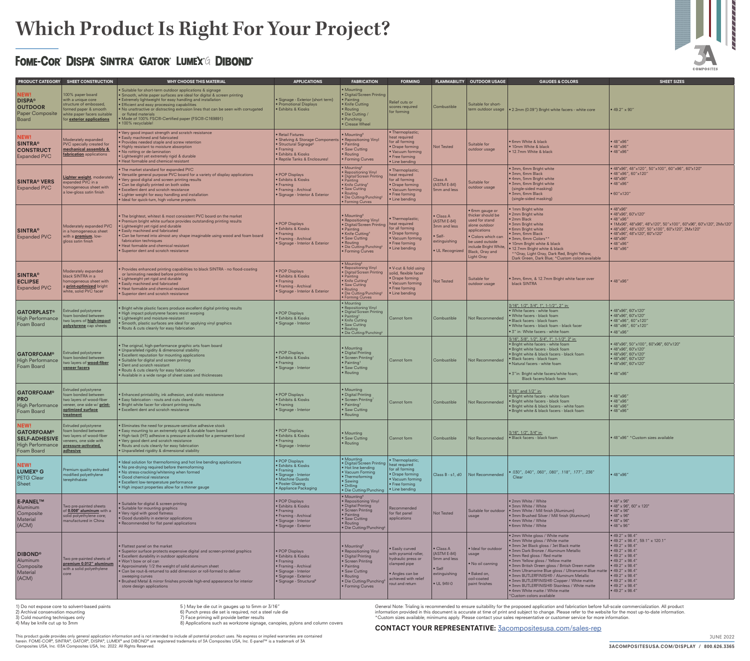# Which Product Is Right For Your Project?

FOME-COR® DISPA® SINTRA® GATOR® LUMEX® G DIBOND®

| PRODUCT CATEGORY | SHEET CONSTRUCTION | WHY CHOOSE THIS MATERIAL | APPLICATIONS | FABRICATION | FORMING | FLAMMABILITY | OUTDOOR USAGE | GAUGES & COLORS | SHEET SIZES |
|---|---|---|---|---|---|---|---|---|---|
| **NEW! DISPA® OUTDOOR** Paper Composite Board | 100% paper board with a unique core structure of embossed, formed paper & smooth white paper facers suitable for **exterior applications** | • Suitable for short-term outdoor applications & signage<br>• Smooth, white paper surfaces are ideal for digital & screen printing<br>• Extremely lightweight for easy handling and installation<br>• Efficient and easy processing capabilities<br>• No unattractive or distracting extrusion lines that can be seen with corrugated or fluted materials<br>• Made of 100% FSC®-Certified paper (FSC®-C169891)<br>• 100% recyclable! | • Signage - Exterior (short term)<br>• Promotional Displays<br>• Exhibits & Kiosks | • Mounting<br>• Digital/Screen Printing<br>• Painting<br>• Knife Cutting<br>• Routing<br>• Die Cutting /<br>• Punching<br>• Crease Wheel | Relief cuts or scores required for forming | Combustible | Suitable for short-term outdoor usage | • 2.2mm (0.09") Bright white facers - white core | • 49.2" x 90" |
| **NEW! SINTRA® CONSTRUCT** Expanded PVC | Moderately expanded PVC specially created for **mechanical assembly & fabrication** applications | • Very good impact strength and scratch resistance<br>• Easily machined and fabricated<br>• Provides needed staple and screw retention<br>• Highly resistant to moisture absorption<br>• No rotting or de-lamination<br>• Lightweight yet extremely rigid & durable<br>• Heat formable and chemical resistant | • Retail Fixtures<br>• Shelving & Storage Components<br>• Structural Signage[8]<br>• Framing<br>• Exhibits & Kiosks<br>• Reptile Tanks & Enclosures! | • Mounting[2]<br>• Repositioning Vinyl<br>• Painting<br>• Saw Cutting<br>• Routing<br>• Forming Curves | • Thermoplastic; heat required for all forming<br>• Drape forming<br>• Vacuum forming<br>• Free forming<br>• Line bending | Not Tested | Suitable for outdoor usage | • 6mm White & black<br>• 10mm White & black<br>• 12.7mm White & black | • 48"x96"<br>• 48"x96"<br>• 48"x96" |
| **SINTRA® VERS** Expanded PVC | **Lighter weight**, moderately expanded PVC in a homogeneous sheet with a low-gloss satin finish | • The market standard for expanded PVC<br>• Versatile general purpose PVC board for a variety of display applications<br>• Very good digital and screen printing results<br>• Can be digitally printed on both sides<br>• Excellent dent and scratch resistance<br>• Lighter weight for easy handling and installation<br>• Ideal for quick-turn, high volume projects | • POP Displays<br>• Exhibits & Kiosks<br>• Framing<br>• Framing - Archival<br>• Signage - Interior & Exterior | • Mounting[2]<br>• Repositioning Vinyl<br>• Digital/Screen Printing<br>• Painting<br>• Knife Cutting[4]<br>• Saw Cutting<br>• Routing<br>• Die Cutting/Punching[4]<br>• Forming Curves | • Thermoplastic; heat required for all forming<br>• Drape forming<br>• Vacuum forming<br>• Free forming<br>• Line bending | Class A (ASTM E-84) 5mm and less | Suitable for outdoor usage | • 3mm, 6mm Bright white<br>• 3mm, 6mm Black<br>• 4mm, 5mm Bright white<br>• 3mm, 6mm Bright white (single-sided masking)<br>• 3mm, 6mm Black (single-sided masking) | • 48"x96", 48"x120", 50"x100", 60"x96", 60"x120"<br>• 48"x96", 60"x120"<br>• 48"x96"<br>• 48"x96"<br>• 60"x120" |
| **SINTRA®** Expanded PVC | Moderately expanded PVC in a homogeneous sheet with a **premium**, low-gloss satin finish | • The brightest, whitest & most consistent PVC board on the market<br>• Premium bright white surface provides outstanding printing results<br>• Lightweight yet rigid and durable<br>• Easily machined and fabricated<br>• Can be formed into almost any shape imaginable using wood and foam board fabrication techniques<br>• Heat formable and chemical resistant<br>• Superior dent and scratch resistance | • POP Displays<br>• Exhibits & Kiosks<br>• Framing<br>• Framing - Archival<br>• Signage - Interior & Exterior | • Mounting[2]<br>• Repositioning Vinyl<br>• Digital/Screen Printing<br>• Painting<br>• Knife Cutting[4]<br>• Saw Cutting<br>• Routing<br>• Die Cutting/Punching[4]<br>• Forming Curves | • Thermoplastic; heat required for all forming<br>• Drape forming<br>• Vacuum forming<br>• Free forming<br>• Line bending | • Class A (ASTM E-84) 3mm and less<br>• Self-extinguishing<br>• UL Recognized | • 6mm gauge or thicker should be used for stand alone outdoor applications<br>• Colors which can be used outside include Bright White, Black, Gray and Light Gray | • 1mm Bright white<br>• 2mm Bright white<br>• 2mm Black<br>• 3mm Bright white<br>• 6mm Bright white<br>• 3mm, 6mm Black<br>• 3mm, 6mm Colors**<br>• 10mm Bright white & black<br>• 12.7mm Bright white & black<br>**Gray, Light Gray, Dark Red, Bright Yellow, Dark Green, Dark Blue; *Custom colors available | • 48"x96"<br>• 48"x96", 60"x120"<br>• 48"x96"<br>• 1Mx96", 48"x96", 48"x120", 50"x100", 60"x96", 60"x120", 2Mx120"<br>• 48"x96", 48"x120", 50"x100", 60"x120", 2Mx120"<br>• 48"x96", 48"x120", 60"x120"<br>• 48"x96"<br>• 48"x96"<br>• 48"x96" |
| **SINTRA® ECLIPSE** Expanded PVC | Moderately expanded black SINTRA in a homogeneous sheet with a **print-optimized** bright white, solid PVC facer | • Provides enhanced printing capabilities to black SINTRA - no flood-coating or laminating needed before printing<br>• Lightweight yet rigid and durable<br>• Easily machined and fabricated<br>• Heat formable and chemical resistant<br>• Superior dent and scratch resistance | • POP Displays<br>• Exhibits & Kiosks<br>• Framing<br>• Framing - Archival<br>• Signage - Interior & Exterior | • Mounting[2]<br>• Repositioning Vinyl<br>• Digital/Screen Printing<br>• Painting<br>• Knife Cutting[4]<br>• Saw Cutting<br>• Routing<br>• Die Cutting/Punching[4]<br>• Forming Curves | • V-cut & fold using solid, flexible facer<br>• Drape forming<br>• Vacuum forming<br>• Free forming<br>• Line bending | Not Tested | Suitable for outdoor usage | • 3mm, 6mm, & 12.7mm Bright white facer over black SINTRA | • 48"x96" |
| **GATORPLAST®** High Performance Foam Board | Extruded polystyrene foam bonded between two layers of **high-impact polystyrene** cap sheets | • Bright white plastic facers produce excellent digital printing results<br>• High impact polystyrene facers resist warping<br>• Lightweight and moisture-resistant<br>• Smooth, plastic surfaces are ideal for applying vinyl graphics<br>• Routs & cuts cleanly for easy fabrication | • POP Displays<br>• Exhibits & Kiosks<br>• Signage - Interior | • Mounting<br>• Repositioning Vinyl<br>• Digital/Screen Printing<br>• Painting[1]<br>• Knife Cutting<br>• Saw Cutting<br>• Routing<br>• Die Cutting/Punching[5] | Cannot form | Combustible | Not Recommended | 3/16", 1/2", 3/4", 1", 1-1/2", 2" in:<br>• White facers - white foam<br>• White facers - black foam<br>• Black facers - black foam<br>• White facers - black foam - black facer<br>• 3" in: White facers - white foam | • 48"x96", 60"x120"<br>• 48"x96", 60"x120"<br>• 48"x96", 60"x120"<br>• 48"x96", 60"x120"<br>• 48"x96" |
| **GATORFOAM®** High Performance Foam Board | Extruded polystyrene foam bonded between two layers of **wood-fiber veneer facers** | • The original, high-performance graphic arts foam board<br>• Unparalleled rigidity & dimensional stability<br>• Excellent reputation for mounting applications<br>• Suitable for digital and screen printing<br>• Dent and scratch resistant<br>• Routs & cuts cleanly for easy fabrication<br>• Available in a wide range of sheet sizes and thicknesses | • POP Displays<br>• Exhibits & Kiosks<br>• Framing<br>• Signage - Interior | • Mounting<br>• Digital Printing<br>• Screen Printing[7]<br>• Painting[1]<br>• Saw Cutting<br>• Routing | Cannot form | Combustible | Not Recommended | 3/16", 3/8", 1/2", 3/4", 1", 1-1/2", 2" in:<br>• Bright white facers - white foam<br>• Bright white facers - black foam<br>• Bright white & black facers - black foam<br>• Black facers - black foam<br>• Natural facers - white foam<br>• 3" in: Bright white facers/white foam; Black facers/black foam | • 48"x96", 50"x100", 60"x96", 60"x120"<br>• 48"x96", 60"x120"<br>• 48"x96", 60"x120"<br>• 48"x96", 60"x120"<br>• 48"x96", 60"x120"<br>• 48"x96" |
| **GATORFOAM® PRO** High Performance Foam Board | Extruded polystyrene foam bonded between two layers of wood-fiber veneer, one side w/ **print-optimized surface treatment** | • Enhanced printability, ink adhesion, and static resistance<br>• Easy fabrication - routs and cuts cleanly<br>• Bright white facer for vibrant printing results<br>• Excellent dent and scratch resistance | • POP Displays<br>• Exhibits & Kiosks<br>• Framing<br>• Signage - Interior | • Mounting<br>• Digital Printing<br>• Screen Printing[7]<br>• Painting[1]<br>• Saw Cutting<br>• Routing | Cannot form | Combustible | Not Recommended | 3/16" and 1/2" in:<br>• Bright white facers - white foam<br>• Bright white facers - black foam<br>• Bright white & black facers - white foam<br>• Bright white & black facers - black foam | • 48"x96"<br>• 48"x96"<br>• 48"x96"<br>• 48"x96" |
| **NEW! GATORFOAM® SELF-ADHESIVE** High Performance Foam Board | Extruded polystyrene foam bonded between two layers of wood-fiber veneers, one side with **pressure-activated, adhesive** | • Eliminates the need for pressure-sensitive adhesive stock<br>• Easy mounting to an extremely rigid & durable foam board<br>• High-tack (HT) adhesive is pressure-activated for a permanent bond<br>• Very good dent and scratch resistance<br>• Routs and cuts cleanly for easy fabrication<br>• Unparalleled rigidity & dimensional stability | • POP Displays<br>• Exhibits & Kiosks<br>• Framing<br>• Signage - Interior | • Mounting<br>• Saw Cutting<br>• Routing | Cannot form | Combustible | Not Recommended | 3/16", 1/2", 3/4" in:<br>• Black facers - black foam | • 48"x96" *Custom sizes available |
| **NEW! LUMEX® G** PETG Clear Sheet | Premium quality extruded modified polyethylene terephthalate | • Ideal solution for thermoforming and hot line bending applications<br>• No pre-drying required before thermoforming<br>• No stress-cracking/whitening when formed<br>• Good chemical resistance<br>• Excellent low-temperature performance<br>• High impact properties allow for a thinner gauge | • POP Displays<br>• Exhibits & Kiosks<br>• Framing<br>• Signage - Interior<br>• Machine Guards<br>• Poster Glazing<br>• Appliance Packaging | • Mounting<br>• Digital/Screen Printing<br>• Hot line bending<br>• Vacuum Forming<br>• Thermoforming<br>• Sawing<br>• Drilling<br>• Die Cutting/Punching | • Thermoplastic; heat required for all forming<br>• Drape forming<br>• Vacuum forming<br>• Free forming<br>• Line bending | Class B - s1, d0 | Not Recommended | • .030", .040", .060", .080", .118", .177", .236" Clear | • 48"x96" |
| **E-PANEL™** Aluminum Composite Material (ACM) | Two pre-painted sheets of **0.008" aluminum** with a solid polyethylene core, manufactured in China | • Suitable for digital & screen printing<br>• Suitable for mounting graphics<br>• Very rigid with good flatness<br>• Good durability in exterior applications<br>• Recommended for flat panel applications | • POP Displays<br>• Exhibits & Kiosks<br>• Framing<br>• Framing - Archival<br>• Signage - Interior<br>• Signage - Exterior | • Mounting[3]<br>• Repositioning Vinyl<br>• Digital Printing<br>• Screen Printing<br>• Painting<br>• Saw Cutting<br>• Routing<br>• Die Cutting/Punching[6] | Recommended for flat panel applications | Not Tested | Suitable for outdoor usage | • 2mm White / White<br>• 3mm White / White<br>• 3mm White / Mill finish (Aluminum)<br>• 3mm Brushed Silver / Mill finish (Aluminum)<br>• 4mm White / White<br>• 6mm White / White | • 48" x 96"<br>• 48" x 96", 60" x 120"<br>• 48" x 96"<br>• 48" x 96"<br>• 48" x 96"<br>• 48" x 96" |
| **DIBOND®** Aluminum Composite Material (ACM) | Two pre-painted sheets of **premium 0.012" aluminum** with a solid polyethylene core | • Flattest panel on the market<br>• Superior surface protects expensive digital and screen-printed graphics<br>• Excellent durability in outdoor applications<br>• Won't bow or oil can<br>• Approximately 1/2 the weight of solid aluminum sheet<br>• Can be rout-&-returned to add dimension or roll-formed to deliver sweeping curves<br>• Brushed Metal & mirror finishes provide high-end appearance for interior store design applications | • POP Displays<br>• Exhibits & Kiosks<br>• Framing<br>• Framing - Archival<br>• Signage - Interior<br>• Signage - Exterior<br>• Signage - Structural[8] | • Mounting[3]<br>• Repositioning Vinyl<br>• Digital Printing<br>• Screen Printing<br>• Painting<br>• Saw Cutting<br>• Routing<br>• Die Cutting/Punching[6]<br>• Forming Curves | • Easily curved with pyramid roller, hydraulic press or clamped pipe<br>• Angles can be achieved with relief rout and return | • Class A (ASTM E-84) 5mm and less<br>• Self extinguishing<br>• UL 94V-0 | • Ideal for outdoor usage<br>• No oil canning<br>• Baked on, coil-coated paint finishes | • 2mm White gloss / White matte<br>• 3mm White gloss / White matte<br>• 3mm Jet Black gloss / Jet Black matte<br>• 3mm Dark Bronze / Aluminum Metallic<br>• 3mm Red gloss / Red matte<br>• 3mm Yellow gloss / Yellow matte<br>• 3mm British Green gloss / British Green matte<br>• 3mm Ultramarine Blue gloss / Ultramarine Blue matte<br>• 3mm BUTLERFINISH® / Aluminum Metallic<br>• 3mm BUTLERFINISH® Copper / White matte<br>• 3mm BUTLERFINISH® Stainless / White matte<br>• 4mm White matte / White matte<br>*Custom colors available | • 49.2" x 98.4"<br>• 49.2" x 98.4", 59.1" x 120.1"<br>• 49.2" x 98.4"<br>• 49.2" x 98.4"<br>• 49.2" x 98.4"<br>• 49.2" x 98.4"<br>• 49.2" x 98.4"<br>• 49.2" x 98.4"<br>• 49.2" x 98.4"<br>• 49.2" x 98.4"<br>• 49.2" x 98.4"<br>• 49.2" x 98.4" |

1) Do not expose core to solvent-based paints
2) Archival conservation mounting
3) Cold mounting techniques only
4) May be knife cut up to 3mm
5) May be die cut in gauges up to 5mm or 3/16"
6) Punch press die set is required, not a steel rule die
7) Face priming will provide better results
8) Applications such as workzone signage, canopies, pylons and column covers

General Note: Trialing is recommended to ensure suitability for the proposed application and fabrication before full-scale commercialization. All product information provided in this document is accurate at time of print and subject to change. Please refer to the website for the most up-to-date information. *Custom sizes available; minimums apply. Please contact your sales representative or customer service for more information.

**CONTACT YOUR REPRESENTATIVE:** 3acompositesusa.com/sales-rep

This product guide provides only general application information and is not intended to include all potential product uses. No express or implied warranties are contained herein. FOME-COR®, SINTRA®, GATOR®, DISPA®, LUMEX® and DIBOND® are registered trademarks of 3A Composites USA, Inc. E-panel™ is a trademark of 3A Composites USA, Inc. ©3A Composites USA, Inc. 2022. All Rights Reserved.

JUNE 2022

3ACOMPOSITESUSA.COM/DISPLAY / 800.626.3365